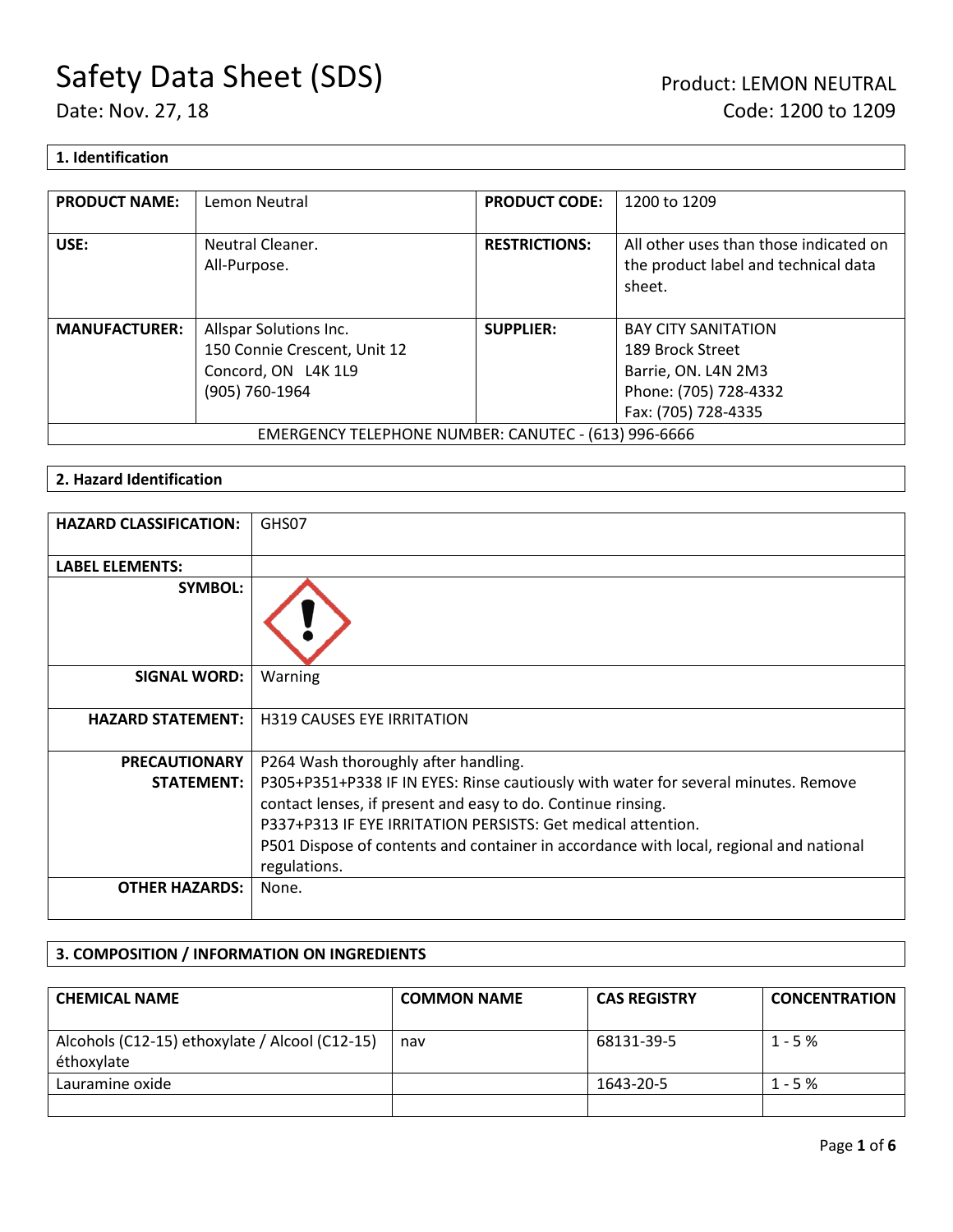# Safety Data Sheet (SDS)

Date: Nov. 27, 18

Product: LEMON NEUTRAL
Code: 1200 to 1209

## 1. Identification

| PRODUCT NAME: | Lemon Neutral | PRODUCT CODE: | 1200 to 1209 |
|---|---|---|---|
| USE: | Neutral Cleaner. All-Purpose. | RESTRICTIONS: | All other uses than those indicated on the product label and technical data sheet. |
| MANUFACTURER: | Allspar Solutions Inc. 150 Connie Crescent, Unit 12 Concord, ON L4K 1L9 (905) 760-1964 | SUPPLIER: | BAY CITY SANITATION 189 Brock Street Barrie, ON. L4N 2M3 Phone: (705) 728-4332 Fax: (705) 728-4335 |
| EMERGENCY TELEPHONE NUMBER: CANUTEC - (613) 996-6666 | | | |

## 2. Hazard Identification

| HAZARD CLASSIFICATION: | GHS07 |
|---|---|
| LABEL ELEMENTS: | |
| SYMBOL: | |
| SIGNAL WORD: | Warning |
| HAZARD STATEMENT: | H319 CAUSES EYE IRRITATION |
| PRECAUTIONARY STATEMENT: | P264 Wash thoroughly after handling. P305+P351+P338 IF IN EYES: Rinse cautiously with water for several minutes. Remove contact lenses, if present and easy to do. Continue rinsing. P337+P313 IF EYE IRRITATION PERSISTS: Get medical attention. P501 Dispose of contents and container in accordance with local, regional and national regulations. |
| OTHER HAZARDS: | None. |

## 3. COMPOSITION / INFORMATION ON INGREDIENTS

| CHEMICAL NAME | COMMON NAME | CAS REGISTRY | CONCENTRATION |
|---|---|---|---|
| Alcohols (C12-15) ethoxylate / Alcool (C12-15) éthoxylate | nav | 68131-39-5 | 1 - 5 % |
| Lauramine oxide | | 1643-20-5 | 1 - 5 % |
| | | | |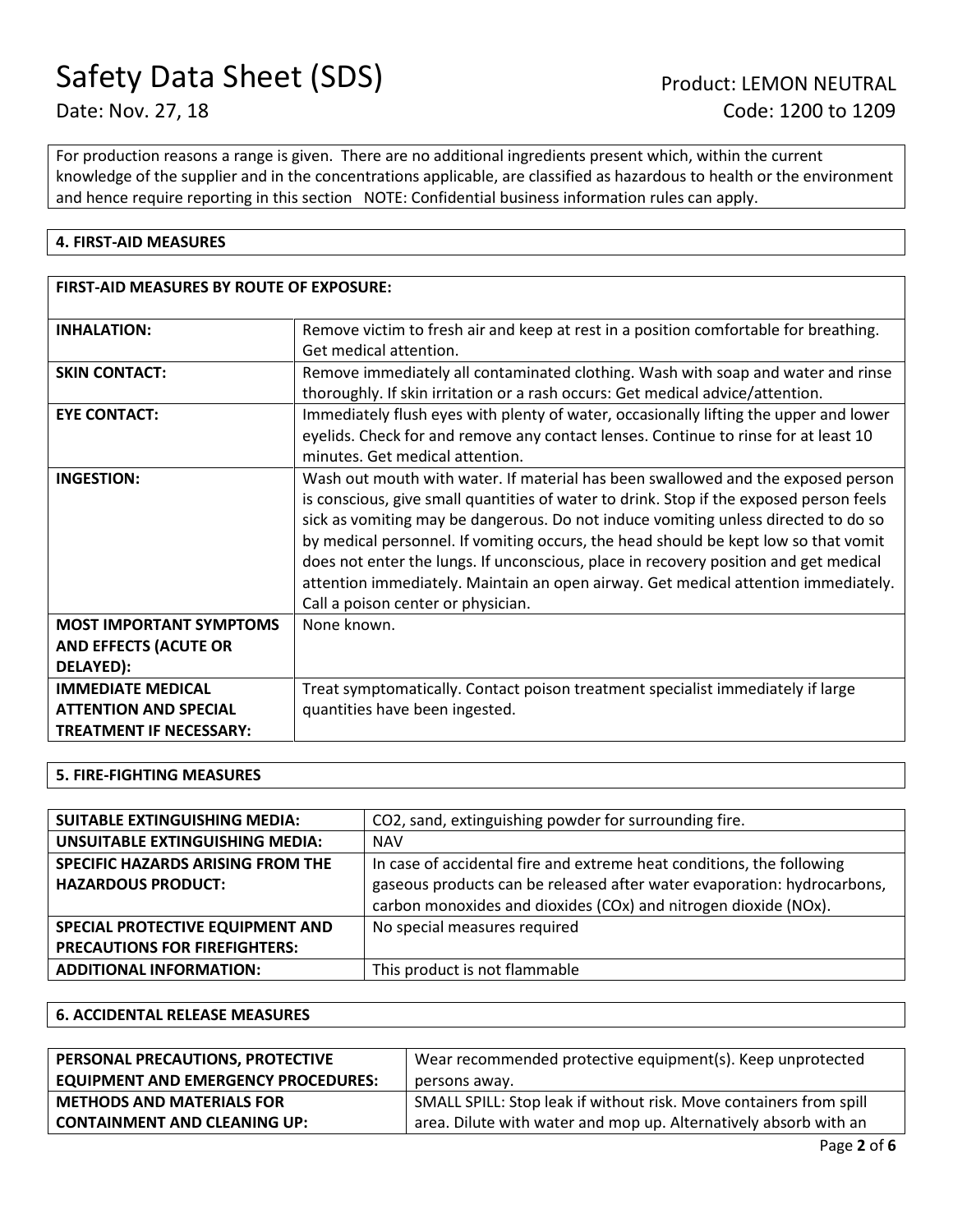For production reasons a range is given. There are no additional ingredients present which, within the current knowledge of the supplier and in the concentrations applicable, are classified as hazardous to health or the environment and hence require reporting in this section NOTE: Confidential business information rules can apply.

## 4. FIRST-AID MEASURES

| FIRST-AID MEASURES BY ROUTE OF EXPOSURE: | |
|---|---|
| **INHALATION:** | Remove victim to fresh air and keep at rest in a position comfortable for breathing. Get medical attention. |
| **SKIN CONTACT:** | Remove immediately all contaminated clothing. Wash with soap and water and rinse thoroughly. If skin irritation or a rash occurs: Get medical advice/attention. |
| **EYE CONTACT:** | Immediately flush eyes with plenty of water, occasionally lifting the upper and lower eyelids. Check for and remove any contact lenses. Continue to rinse for at least 10 minutes. Get medical attention. |
| **INGESTION:** | Wash out mouth with water. If material has been swallowed and the exposed person is conscious, give small quantities of water to drink. Stop if the exposed person feels sick as vomiting may be dangerous. Do not induce vomiting unless directed to do so by medical personnel. If vomiting occurs, the head should be kept low so that vomit does not enter the lungs. If unconscious, place in recovery position and get medical attention immediately. Maintain an open airway. Get medical attention immediately. Call a poison center or physician. |
| **MOST IMPORTANT SYMPTOMS AND EFFECTS (ACUTE OR DELAYED):** | None known. |
| **IMMEDIATE MEDICAL ATTENTION AND SPECIAL TREATMENT IF NECESSARY:** | Treat symptomatically. Contact poison treatment specialist immediately if large quantities have been ingested. |

## 5. FIRE-FIGHTING MEASURES

| | |
|---|---|
| **SUITABLE EXTINGUISHING MEDIA:** | $CO_2$, sand, extinguishing powder for surrounding fire. |
| **UNSUITABLE EXTINGUISHING MEDIA:** | NAV |
| **SPECIFIC HAZARDS ARISING FROM THE HAZARDOUS PRODUCT:** | In case of accidental fire and extreme heat conditions, the following gaseous products can be released after water evaporation: hydrocarbons, carbon monoxides and dioxides ($CO_x$) and nitrogen dioxide ($NO_x$). |
| **SPECIAL PROTECTIVE EQUIPMENT AND PRECAUTIONS FOR FIREFIGHTERS:** | No special measures required |
| **ADDITIONAL INFORMATION:** | This product is not flammable |

## 6. ACCIDENTAL RELEASE MEASURES

| | |
|---|---|
| **PERSONAL PRECAUTIONS, PROTECTIVE EQUIPMENT AND EMERGENCY PROCEDURES:** | Wear recommended protective equipment(s). Keep unprotected persons away. |
| **METHODS AND MATERIALS FOR CONTAINMENT AND CLEANING UP:** | SMALL SPILL: Stop leak if without risk. Move containers from spill area. Dilute with water and mop up. Alternatively absorb with an |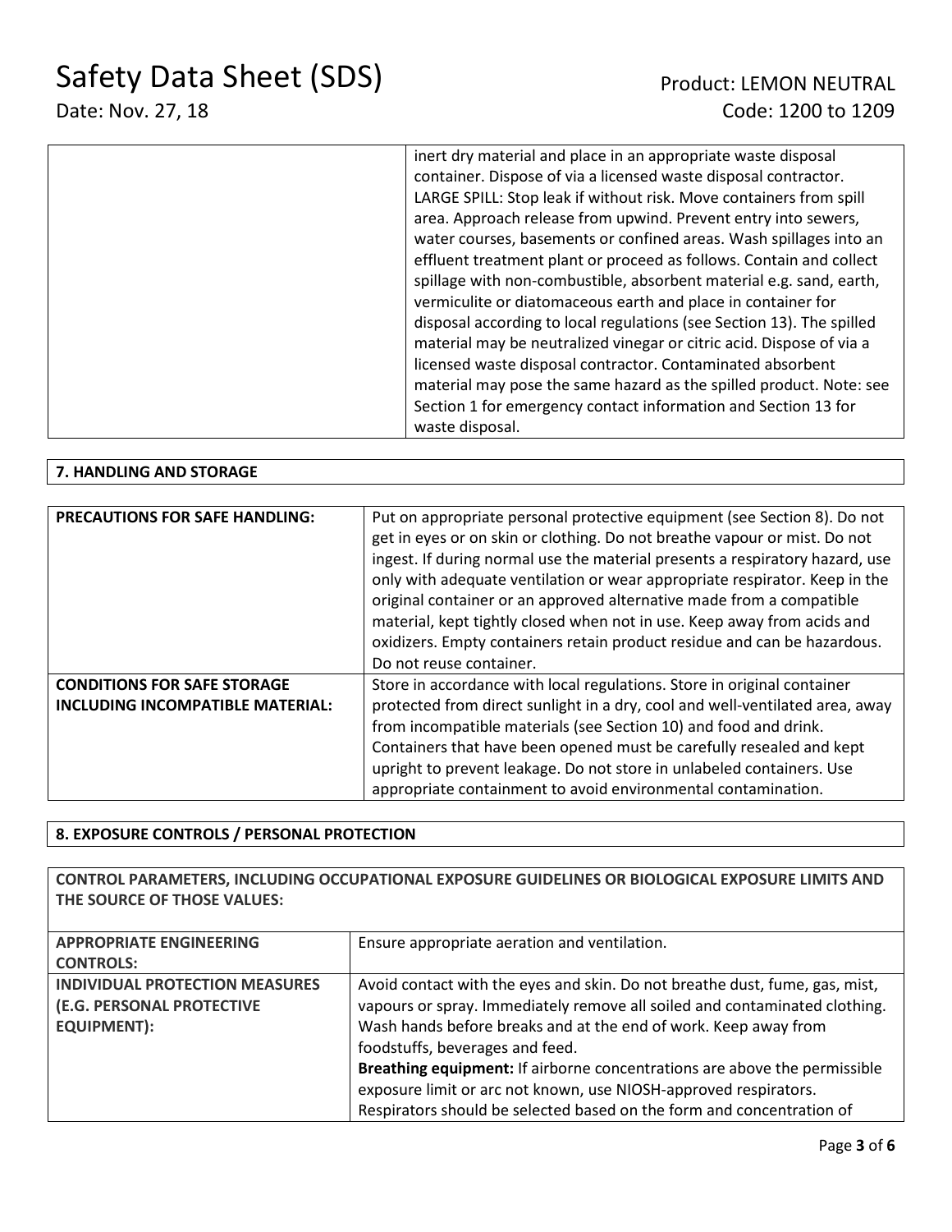| | |
|---|---|
| | inert dry material and place in an appropriate waste disposal container. Dispose of via a licensed waste disposal contractor. LARGE SPILL: Stop leak if without risk. Move containers from spill area. Approach release from upwind. Prevent entry into sewers, water courses, basements or confined areas. Wash spillages into an effluent treatment plant or proceed as follows. Contain and collect spillage with non-combustible, absorbent material e.g. sand, earth, vermiculite or diatomaceous earth and place in container for disposal according to local regulations (see Section 13). The spilled material may be neutralized vinegar or citric acid. Dispose of via a licensed waste disposal contractor. Contaminated absorbent material may pose the same hazard as the spilled product. Note: see Section 1 for emergency contact information and Section 13 for waste disposal. |

## 7. HANDLING AND STORAGE

| | |
|---|---|
| **PRECAUTIONS FOR SAFE HANDLING:** | Put on appropriate personal protective equipment (see Section 8). Do not get in eyes or on skin or clothing. Do not breathe vapour or mist. Do not ingest. If during normal use the material presents a respiratory hazard, use only with adequate ventilation or wear appropriate respirator. Keep in the original container or an approved alternative made from a compatible material, kept tightly closed when not in use. Keep away from acids and oxidizers. Empty containers retain product residue and can be hazardous. Do not reuse container. |
| **CONDITIONS FOR SAFE STORAGE INCLUDING INCOMPATIBLE MATERIAL:** | Store in accordance with local regulations. Store in original container protected from direct sunlight in a dry, cool and well-ventilated area, away from incompatible materials (see Section 10) and food and drink. Containers that have been opened must be carefully resealed and kept upright to prevent leakage. Do not store in unlabeled containers. Use appropriate containment to avoid environmental contamination. |

## 8. EXPOSURE CONTROLS / PERSONAL PROTECTION

**CONTROL PARAMETERS, INCLUDING OCCUPATIONAL EXPOSURE GUIDELINES OR BIOLOGICAL EXPOSURE LIMITS AND THE SOURCE OF THOSE VALUES:**

| | |
|---|---|
| **APPROPRIATE ENGINEERING CONTROLS:** | Ensure appropriate aeration and ventilation. |
| **INDIVIDUAL PROTECTION MEASURES (E.G. PERSONAL PROTECTIVE EQUIPMENT):** | Avoid contact with the eyes and skin. Do not breathe dust, fume, gas, mist, vapours or spray. Immediately remove all soiled and contaminated clothing. Wash hands before breaks and at the end of work. Keep away from foodstuffs, beverages and feed. **Breathing equipment:** If airborne concentrations are above the permissible exposure limit or arc not known, use NIOSH-approved respirators. Respirators should be selected based on the form and concentration of |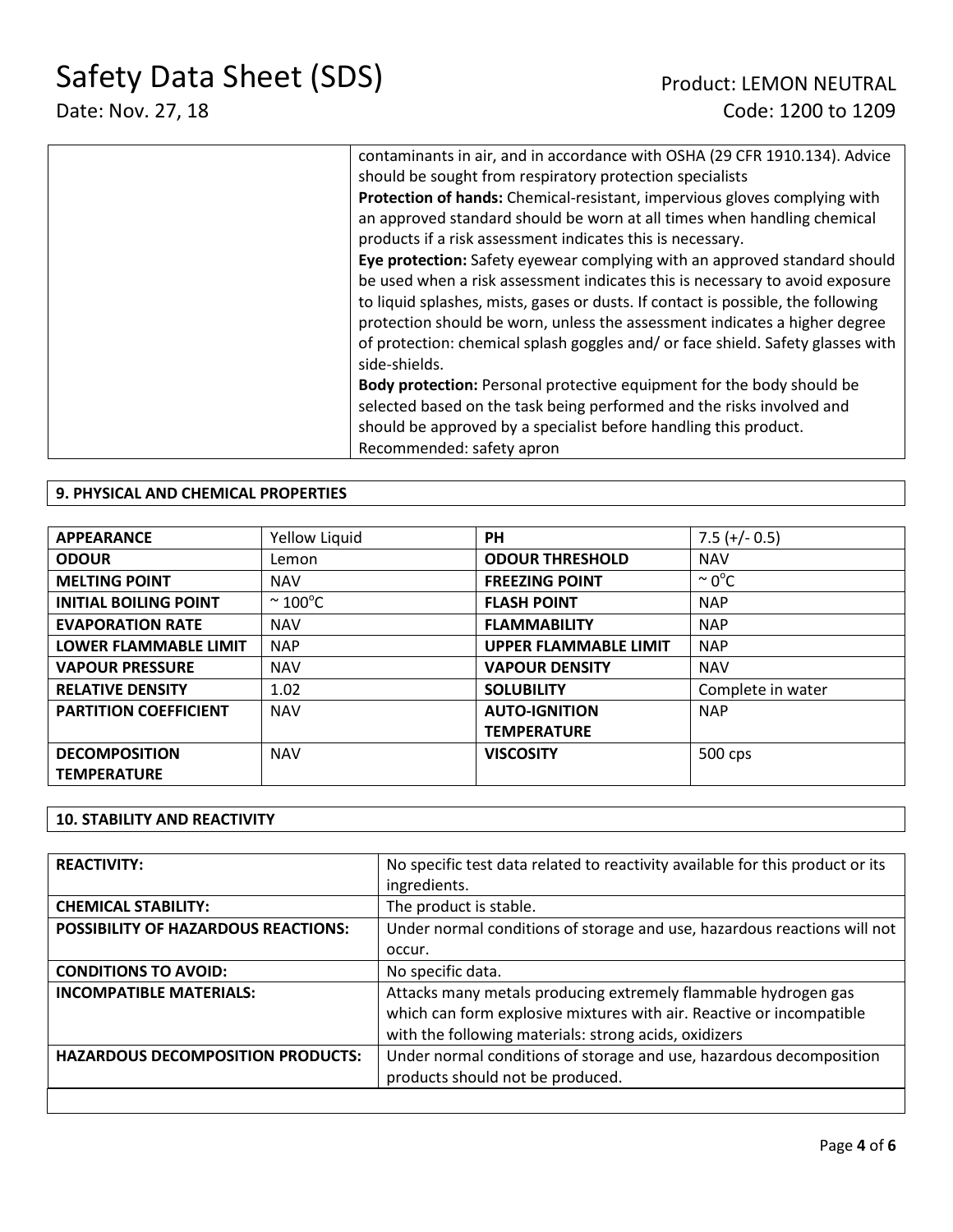| | |
|---|---|
| | contaminants in air, and in accordance with OSHA (29 CFR 1910.134). Advice should be sought from respiratory protection specialists<br>**Protection of hands:** Chemical-resistant, impervious gloves complying with an approved standard should be worn at all times when handling chemical products if a risk assessment indicates this is necessary.<br>**Eye protection:** Safety eyewear complying with an approved standard should be used when a risk assessment indicates this is necessary to avoid exposure to liquid splashes, mists, gases or dusts. If contact is possible, the following protection should be worn, unless the assessment indicates a higher degree of protection: chemical splash goggles and/ or face shield. Safety glasses with side-shields.<br>**Body protection:** Personal protective equipment for the body should be selected based on the task being performed and the risks involved and should be approved by a specialist before handling this product.<br>Recommended: safety apron |

## 9. PHYSICAL AND CHEMICAL PROPERTIES

| | | | |
|---|---|---|---|
| **APPEARANCE** | Yellow Liquid | **PH** | 7.5 (+/- 0.5) |
| **ODOUR** | Lemon | **ODOUR THRESHOLD** | NAV |
| **MELTING POINT** | NAV | **FREEZING POINT** | ~ $0^{o}$C |
| **INITIAL BOILING POINT** | ~ $100^{o}$C | **FLASH POINT** | NAP |
| **EVAPORATION RATE** | NAV | **FLAMMABILITY** | NAP |
| **LOWER FLAMMABLE LIMIT** | NAP | **UPPER FLAMMABLE LIMIT** | NAP |
| **VAPOUR PRESSURE** | NAV | **VAPOUR DENSITY** | NAV |
| **RELATIVE DENSITY** | 1.02 | **SOLUBILITY** | Complete in water |
| **PARTITION COEFFICIENT** | NAV | **AUTO-IGNITION TEMPERATURE** | NAP |
| **DECOMPOSITION TEMPERATURE** | NAV | **VISCOSITY** | 500 cps |

## 10. STABILITY AND REACTIVITY

| | |
|---|---|
| **REACTIVITY:** | No specific test data related to reactivity available for this product or its ingredients. |
| **CHEMICAL STABILITY:** | The product is stable. |
| **POSSIBILITY OF HAZARDOUS REACTIONS:** | Under normal conditions of storage and use, hazardous reactions will not occur. |
| **CONDITIONS TO AVOID:** | No specific data. |
| **INCOMPATIBLE MATERIALS:** | Attacks many metals producing extremely flammable hydrogen gas which can form explosive mixtures with air. Reactive or incompatible with the following materials: strong acids, oxidizers |
| **HAZARDOUS DECOMPOSITION PRODUCTS:** | Under normal conditions of storage and use, hazardous decomposition products should not be produced. |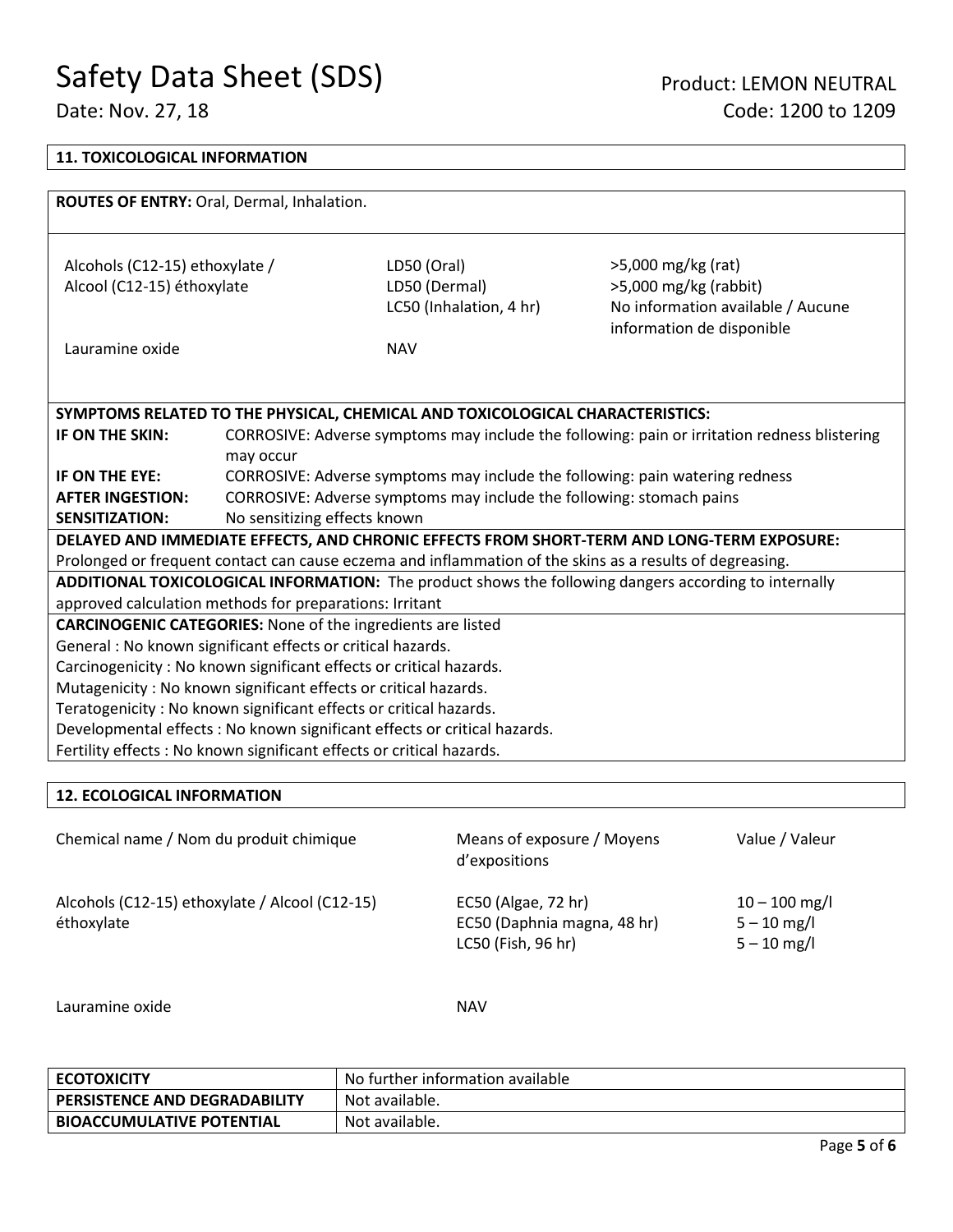## 11. TOXICOLOGICAL INFORMATION

**ROUTES OF ENTRY:** Oral, Dermal, Inhalation.

| | | |
|---|---|---|
| Alcohols (C12-15) ethoxylate / Alcool (C12-15) éthoxylate | LD50 (Oral) | >5,000 mg/kg (rat) |
| | LD50 (Dermal) | >5,000 mg/kg (rabbit) |
| | LC50 (Inhalation, 4 hr) | No information available / Aucune information de disponible |
| Lauramine oxide | NAV | |

**SYMPTOMS RELATED TO THE PHYSICAL, CHEMICAL AND TOXICOLOGICAL CHARACTERISTICS:**

| | |
|---|---|
| **IF ON THE SKIN:** | CORROSIVE: Adverse symptoms may include the following: pain or irritation redness blistering may occur |
| **IF ON THE EYE:** | CORROSIVE: Adverse symptoms may include the following: pain watering redness |
| **AFTER INGESTION:** | CORROSIVE: Adverse symptoms may include the following: stomach pains |
| **SENSITIZATION:** | No sensitizing effects known |

**DELAYED AND IMMEDIATE EFFECTS, AND CHRONIC EFFECTS FROM SHORT-TERM AND LONG-TERM EXPOSURE:**
Prolonged or frequent contact can cause eczema and inflammation of the skins as a results of degreasing.

**ADDITIONAL TOXICOLOGICAL INFORMATION:** The product shows the following dangers according to internally approved calculation methods for preparations: Irritant

**CARCINOGENIC CATEGORIES:** None of the ingredients are listed
General : No known significant effects or critical hazards.
Carcinogenicity : No known significant effects or critical hazards.
Mutagenicity : No known significant effects or critical hazards.
Teratogenicity : No known significant effects or critical hazards.
Developmental effects : No known significant effects or critical hazards.
Fertility effects : No known significant effects or critical hazards.

## 12. ECOLOGICAL INFORMATION

| Chemical name / Nom du produit chimique | Means of exposure / Moyens d'expositions | Value / Valeur |
|---|---|---|
| Alcohols (C12-15) ethoxylate / Alcool (C12-15) éthoxylate | EC50 (Algae, 72 hr) | 10 – 100 mg/l |
| | EC50 (Daphnia magna, 48 hr) | 5 – 10 mg/l |
| | LC50 (Fish, 96 hr) | 5 – 10 mg/l |
| Lauramine oxide | NAV | |

| | |
|---|---|
| **ECOTOXICITY** | No further information available |
| **PERSISTENCE AND DEGRADABILITY** | Not available. |
| **BIOACCUMULATIVE POTENTIAL** | Not available. |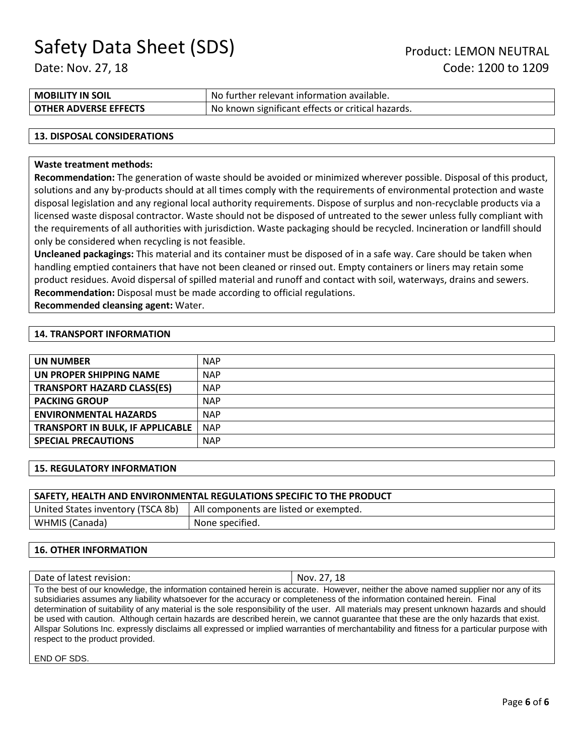| | |
|---|---|
| **MOBILITY IN SOIL** | No further relevant information available. |
| **OTHER ADVERSE EFFECTS** | No known significant effects or critical hazards. |

## 13. DISPOSAL CONSIDERATIONS

**Waste treatment methods:**

**Recommendation:** The generation of waste should be avoided or minimized wherever possible. Disposal of this product, solutions and any by-products should at all times comply with the requirements of environmental protection and waste disposal legislation and any regional local authority requirements. Dispose of surplus and non-recyclable products via a licensed waste disposal contractor. Waste should not be disposed of untreated to the sewer unless fully compliant with the requirements of all authorities with jurisdiction. Waste packaging should be recycled. Incineration or landfill should only be considered when recycling is not feasible.

**Uncleaned packagings:** This material and its container must be disposed of in a safe way. Care should be taken when handling emptied containers that have not been cleaned or rinsed out. Empty containers or liners may retain some product residues. Avoid dispersal of spilled material and runoff and contact with soil, waterways, drains and sewers.

**Recommendation:** Disposal must be made according to official regulations.

**Recommended cleansing agent:** Water.

## 14. TRANSPORT INFORMATION

| | |
|---|---|
| **UN NUMBER** | NAP |
| **UN PROPER SHIPPING NAME** | NAP |
| **TRANSPORT HAZARD CLASS(ES)** | NAP |
| **PACKING GROUP** | NAP |
| **ENVIRONMENTAL HAZARDS** | NAP |
| **TRANSPORT IN BULK, IF APPLICABLE** | NAP |
| **SPECIAL PRECAUTIONS** | NAP |

## 15. REGULATORY INFORMATION

| **SAFETY, HEALTH AND ENVIRONMENTAL REGULATIONS SPECIFIC TO THE PRODUCT** | |
|---|---|
| United States inventory (TSCA 8b) | All components are listed or exempted. |
| WHMIS (Canada) | None specified. |

## 16. OTHER INFORMATION

| | |
|---|---|
| Date of latest revision: | Nov. 27, 18 |

To the best of our knowledge, the information contained herein is accurate. However, neither the above named supplier nor any of its subsidiaries assumes any liability whatsoever for the accuracy or completeness of the information contained herein. Final determination of suitability of any material is the sole responsibility of the user. All materials may present unknown hazards and should be used with caution. Although certain hazards are described herein, we cannot guarantee that these are the only hazards that exist. Allspar Solutions Inc. expressly disclaims all expressed or implied warranties of merchantability and fitness for a particular purpose with respect to the product provided.

END OF SDS.